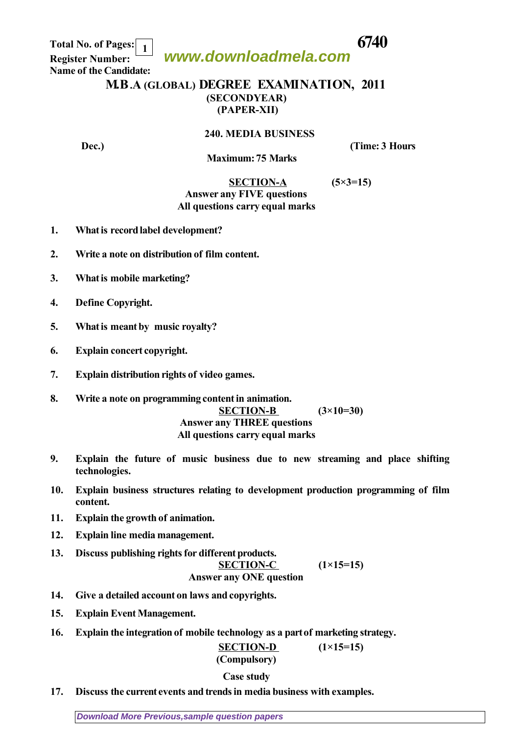Total No. of Pages: 1 **6740**

Register Number:

Name of the Candidate:

# M.B.A (GLOBAL) DEGREE EXAMINATION, 2011

**(SECONDYEAR)**

**(PAPER-XII)**

## 240. MEDIA BUSINESS

**Dec.)** **(Time: 3 Hours**

**Maximum: 75 Marks**

### SECTION-A (5×3=15)

**Answer any FIVE questions**

**All questions carry equal marks**

1. What is record label development?
2. Write a note on distribution of film content.
3. What is mobile marketing?
4. Define Copyright.
5. What is meant by music royalty?
6. Explain concert copyright.
7. Explain distribution rights of video games.
8. Write a note on programming content in animation.

### SECTION-B (3×10=30)

**Answer any THREE questions**

**All questions carry equal marks**

9. Explain the future of music business due to new streaming and place shifting technologies.
10. Explain business structures relating to development production programming of film content.
11. Explain the growth of animation.
12. Explain line media management.
13. Discuss publishing rights for different products.

### SECTION-C (1×15=15)

**Answer any ONE question**

14. Give a detailed account on laws and copyrights.
15. Explain Event Management.
16. Explain the integration of mobile technology as a part of marketing strategy.

### SECTION-D (1×15=15)

**(Compulsory)**

**Case study**

17. Discuss the current events and trends in media business with examples.